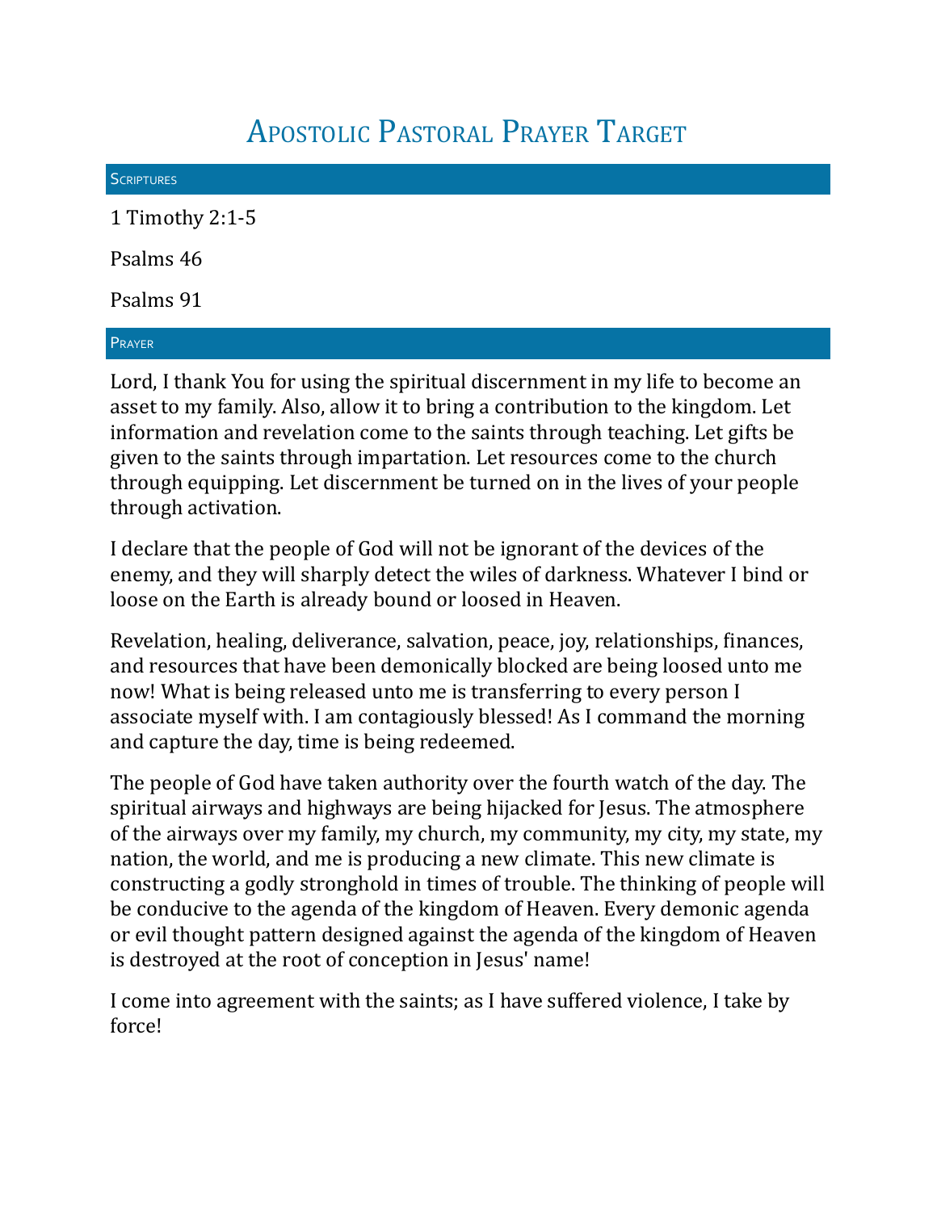# Apostolic Pastoral Prayer Target

## Scriptures

1 Timothy 2:1-5

Psalms 46

Psalms 91

## Prayer

Lord, I thank You for using the spiritual discernment in my life to become an asset to my family. Also, allow it to bring a contribution to the kingdom. Let information and revelation come to the saints through teaching. Let gifts be given to the saints through impartation. Let resources come to the church through equipping. Let discernment be turned on in the lives of your people through activation.

I declare that the people of God will not be ignorant of the devices of the enemy, and they will sharply detect the wiles of darkness. Whatever I bind or loose on the Earth is already bound or loosed in Heaven.

Revelation, healing, deliverance, salvation, peace, joy, relationships, finances, and resources that have been demonically blocked are being loosed unto me now! What is being released unto me is transferring to every person I associate myself with. I am contagiously blessed! As I command the morning and capture the day, time is being redeemed.

The people of God have taken authority over the fourth watch of the day. The spiritual airways and highways are being hijacked for Jesus. The atmosphere of the airways over my family, my church, my community, my city, my state, my nation, the world, and me is producing a new climate. This new climate is constructing a godly stronghold in times of trouble. The thinking of people will be conducive to the agenda of the kingdom of Heaven. Every demonic agenda or evil thought pattern designed against the agenda of the kingdom of Heaven is destroyed at the root of conception in Jesus' name!

I come into agreement with the saints; as I have suffered violence, I take by force!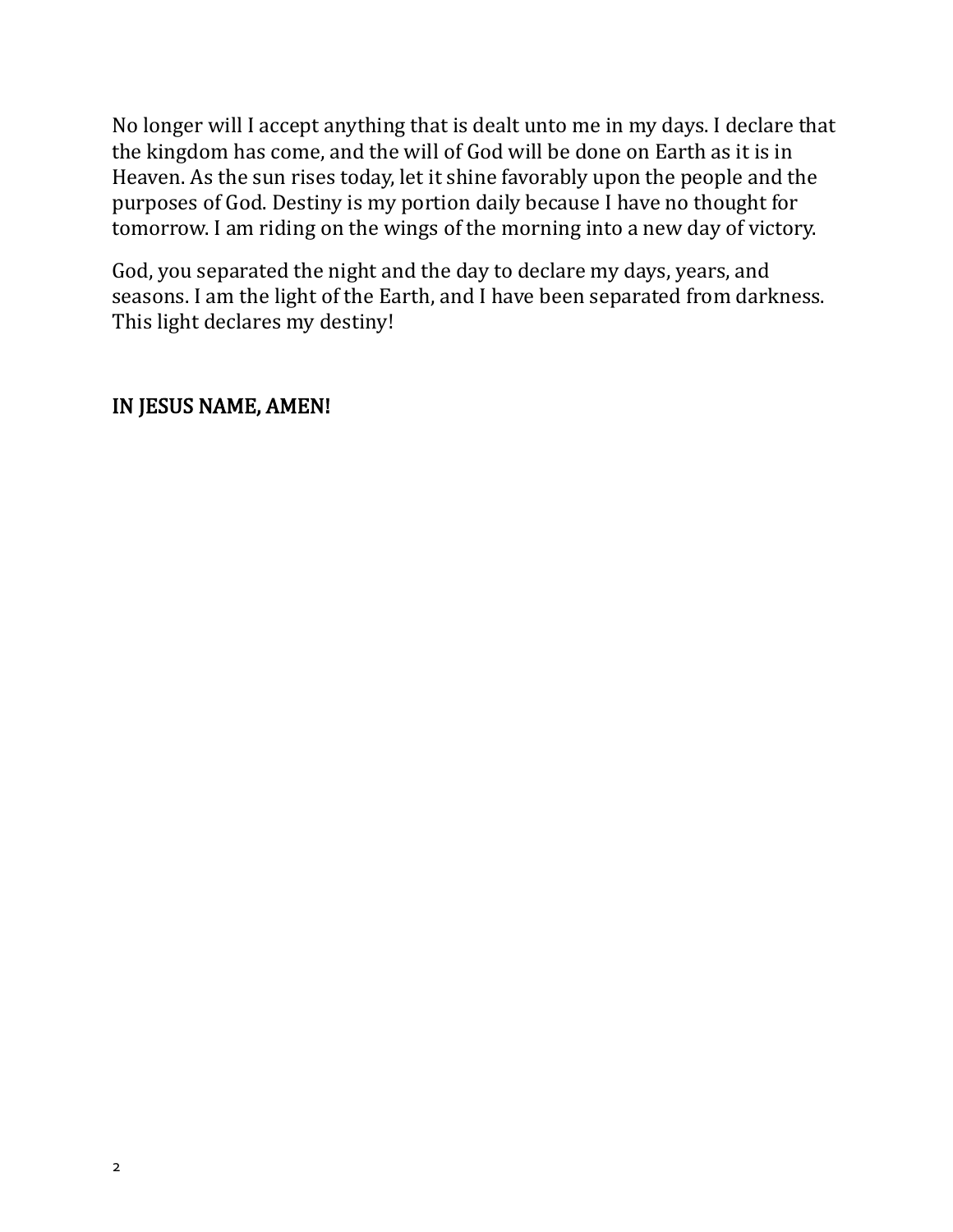No longer will I accept anything that is dealt unto me in my days. I declare that the kingdom has come, and the will of God will be done on Earth as it is in Heaven. As the sun rises today, let it shine favorably upon the people and the purposes of God. Destiny is my portion daily because I have no thought for tomorrow. I am riding on the wings of the morning into a new day of victory.

God, you separated the night and the day to declare my days, years, and seasons. I am the light of the Earth, and I have been separated from darkness. This light declares my destiny!

**IN JESUS NAME, AMEN!**